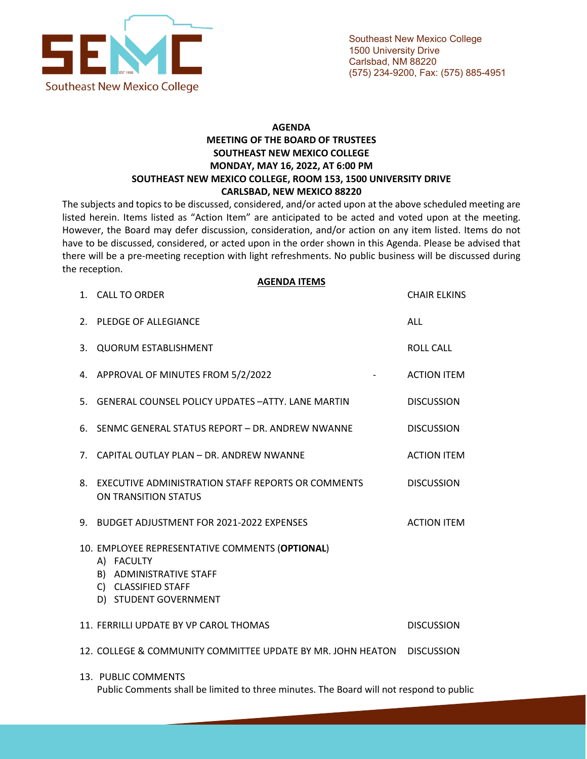Southeast New Mexico College
1500 University Drive
Carlsbad, NM 88220
(575) 234-9200, Fax: (575) 885-4951

**AGENDA**
**MEETING OF THE BOARD OF TRUSTEES**
**SOUTHEAST NEW MEXICO COLLEGE**
**MONDAY, MAY 16, 2022, AT 6:00 PM**
**SOUTHEAST NEW MEXICO COLLEGE, ROOM 153, 1500 UNIVERSITY DRIVE**
**CARLSBAD, NEW MEXICO 88220**

The subjects and topics to be discussed, considered, and/or acted upon at the above scheduled meeting are listed herein. Items listed as "Action Item" are anticipated to be acted and voted upon at the meeting. However, the Board may defer discussion, consideration, and/or action on any item listed. Items do not have to be discussed, considered, or acted upon in the order shown in this Agenda. Please be advised that there will be a pre-meeting reception with light refreshments. No public business will be discussed during the reception.

**AGENDA ITEMS**

| | |
|---|---|
| 1. CALL TO ORDER | CHAIR ELKINS |
| 2. PLEDGE OF ALLEGIANCE | ALL |
| 3. QUORUM ESTABLISHMENT | ROLL CALL |
| 4. APPROVAL OF MINUTES FROM 5/2/2022 - | ACTION ITEM |
| 5. GENERAL COUNSEL POLICY UPDATES –ATTY. LANE MARTIN | DISCUSSION |
| 6. SENMC GENERAL STATUS REPORT – DR. ANDREW NWANNE | DISCUSSION |
| 7. CAPITAL OUTLAY PLAN – DR. ANDREW NWANNE | ACTION ITEM |
| 8. EXECUTIVE ADMINISTRATION STAFF REPORTS OR COMMENTS ON TRANSITION STATUS | DISCUSSION |
| 9. BUDGET ADJUSTMENT FOR 2021-2022 EXPENSES | ACTION ITEM |

10. EMPLOYEE REPRESENTATIVE COMMENTS (**OPTIONAL**)
    A) FACULTY
    B) ADMINISTRATIVE STAFF
    C) CLASSIFIED STAFF
    D) STUDENT GOVERNMENT

| | |
|---|---|
| 11. FERRILLI UPDATE BY VP CAROL THOMAS | DISCUSSION |
| 12. COLLEGE & COMMUNITY COMMITTEE UPDATE BY MR. JOHN HEATON | DISCUSSION |

13. PUBLIC COMMENTS
    Public Comments shall be limited to three minutes. The Board will not respond to public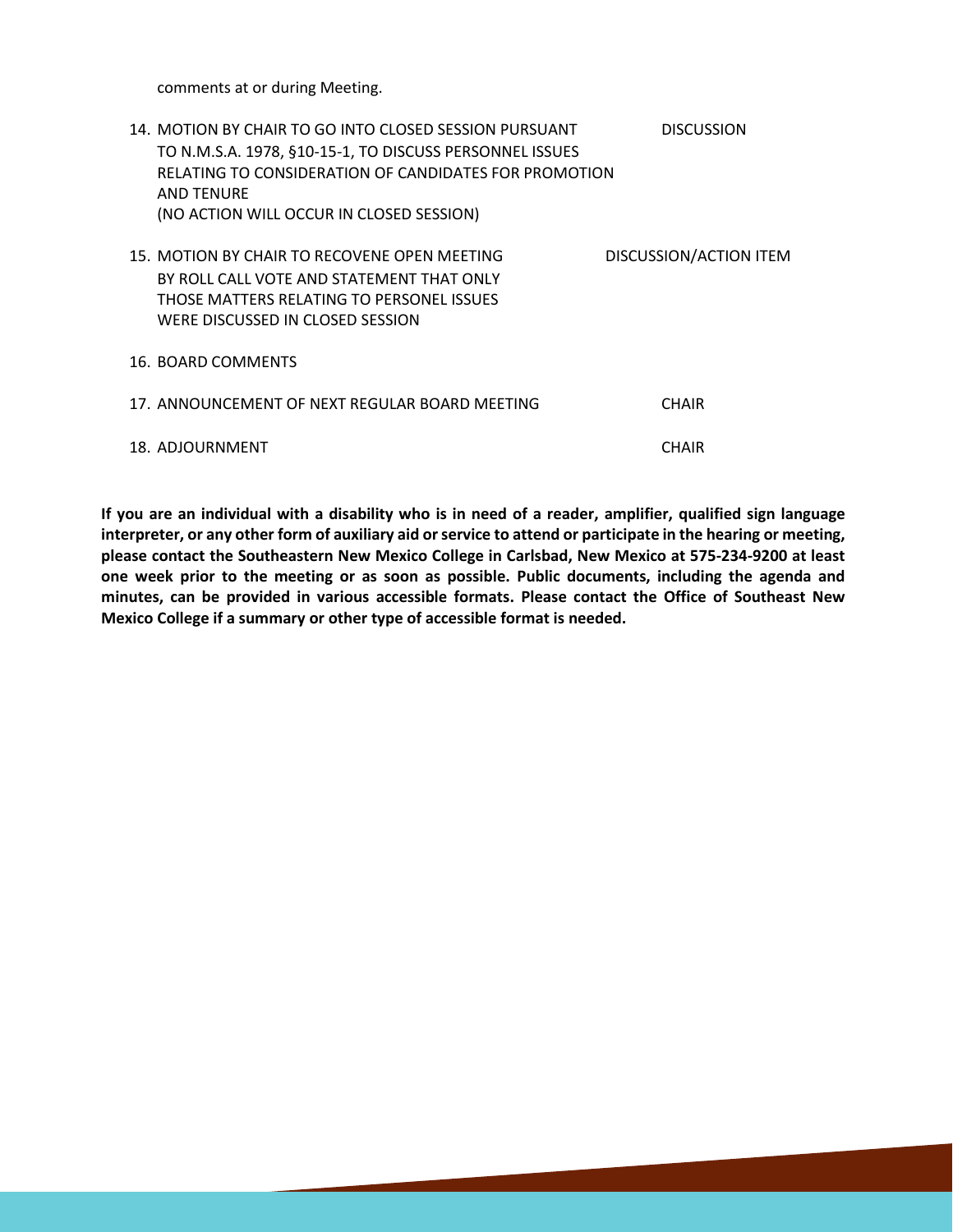comments at or during Meeting.

14. MOTION BY CHAIR TO GO INTO CLOSED SESSION PURSUANT TO N.M.S.A. 1978, §10-15-1, TO DISCUSS PERSONNEL ISSUES RELATING TO CONSIDERATION OF CANDIDATES FOR PROMOTION AND TENURE (NO ACTION WILL OCCUR IN CLOSED SESSION) — DISCUSSION

15. MOTION BY CHAIR TO RECOVENE OPEN MEETING BY ROLL CALL VOTE AND STATEMENT THAT ONLY THOSE MATTERS RELATING TO PERSONEL ISSUES WERE DISCUSSED IN CLOSED SESSION — DISCUSSION/ACTION ITEM

16. BOARD COMMENTS

17. ANNOUNCEMENT OF NEXT REGULAR BOARD MEETING — CHAIR

18. ADJOURNMENT — CHAIR

**If you are an individual with a disability who is in need of a reader, amplifier, qualified sign language interpreter, or any other form of auxiliary aid or service to attend or participate in the hearing or meeting, please contact the Southeastern New Mexico College in Carlsbad, New Mexico at 575-234-9200 at least one week prior to the meeting or as soon as possible. Public documents, including the agenda and minutes, can be provided in various accessible formats. Please contact the Office of Southeast New Mexico College if a summary or other type of accessible format is needed.**